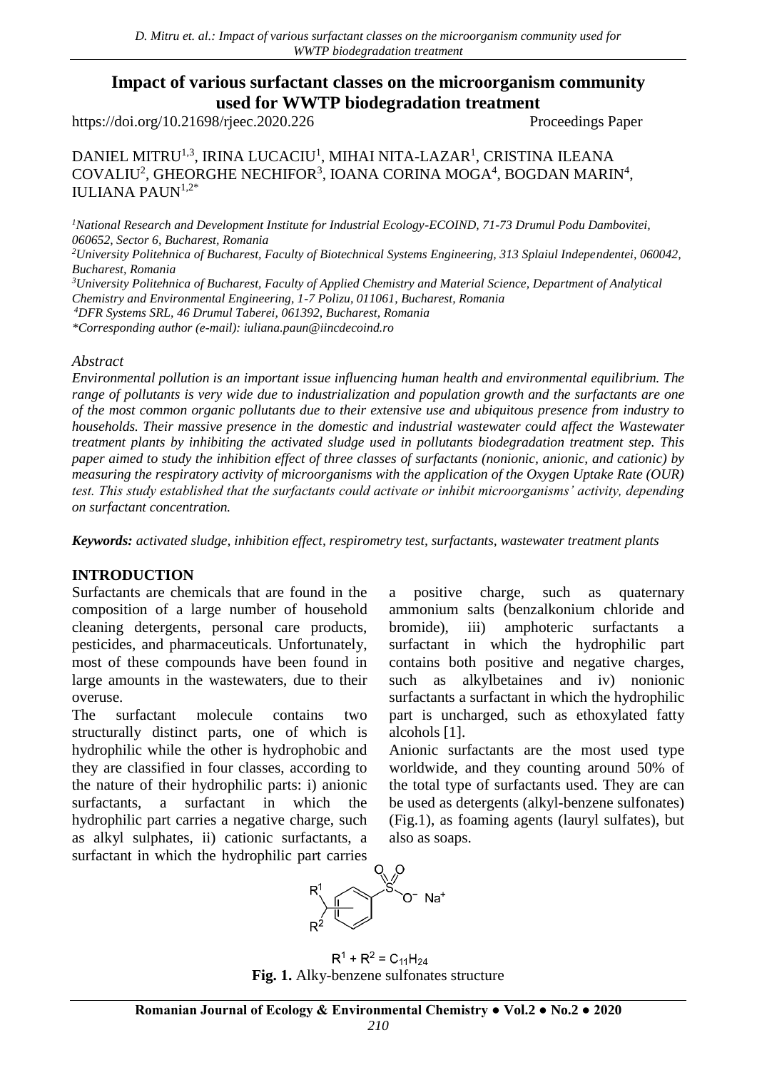# Impact of various surfactant classes on the microorganism community used for WWTP biodegradation treatment

https://doi.org/10.21698/rjeec.2020.226 Proceedings Paper

DANIEL MITRU[1,3], IRINA LUCACIU[1], MIHAI NITA-LAZAR[1], CRISTINA ILEANA COVALIU[2], GHEORGHE NECHIFOR[3], IOANA CORINA MOGA[4], BOGDAN MARIN[4], IULIANA PAUN[1,2*]

*[1]National Research and Development Institute for Industrial Ecology-ECOIND, 71-73 Drumul Podu Dambovitei, 060652, Sector 6, Bucharest, Romania*
*[2]University Politehnica of Bucharest, Faculty of Biotechnical Systems Engineering, 313 Splaiul Independentei, 060042, Bucharest, Romania*
*[3]University Politehnica of Bucharest, Faculty of Applied Chemistry and Material Science, Department of Analytical Chemistry and Environmental Engineering, 1-7 Polizu, 011061, Bucharest, Romania*
*[4]DFR Systems SRL, 46 Drumul Taberei, 061392, Bucharest, Romania*
*\*Corresponding author (e-mail): iuliana.paun@iincdecoind.ro*

*Abstract*

*Environmental pollution is an important issue influencing human health and environmental equilibrium. The range of pollutants is very wide due to industrialization and population growth and the surfactants are one of the most common organic pollutants due to their extensive use and ubiquitous presence from industry to households. Their massive presence in the domestic and industrial wastewater could affect the Wastewater treatment plants by inhibiting the activated sludge used in pollutants biodegradation treatment step. This paper aimed to study the inhibition effect of three classes of surfactants (nonionic, anionic, and cationic) by measuring the respiratory activity of microorganisms with the application of the Oxygen Uptake Rate (OUR) test. This study established that the surfactants could activate or inhibit microorganisms' activity, depending on surfactant concentration.*

***Keywords:*** *activated sludge, inhibition effect, respirometry test, surfactants, wastewater treatment plants*

## INTRODUCTION

Surfactants are chemicals that are found in the composition of a large number of household cleaning detergents, personal care products, pesticides, and pharmaceuticals. Unfortunately, most of these compounds have been found in large amounts in the wastewaters, due to their overuse.

The surfactant molecule contains two structurally distinct parts, one of which is hydrophilic while the other is hydrophobic and they are classified in four classes, according to the nature of their hydrophilic parts: i) anionic surfactants, a surfactant in which the hydrophilic part carries a negative charge, such as alkyl sulphates, ii) cationic surfactants, a surfactant in which the hydrophilic part carries a positive charge, such as quaternary ammonium salts (benzalkonium chloride and bromide), iii) amphoteric surfactants a surfactant in which the hydrophilic part contains both positive and negative charges, such as alkylbetaines and iv) nonionic surfactants a surfactant in which the hydrophilic part is uncharged, such as ethoxylated fatty alcohols [1].

Anionic surfactants are the most used type worldwide, and they counting around 50% of the total type of surfactants used. They are can be used as detergents (alkyl-benzene sulfonates) (Fig.1), as foaming agents (lauryl sulfates), but also as soaps.

$R^1 + R^2 = C_{11}H_{24}$

**Fig. 1.** Alky-benzene sulfonates structure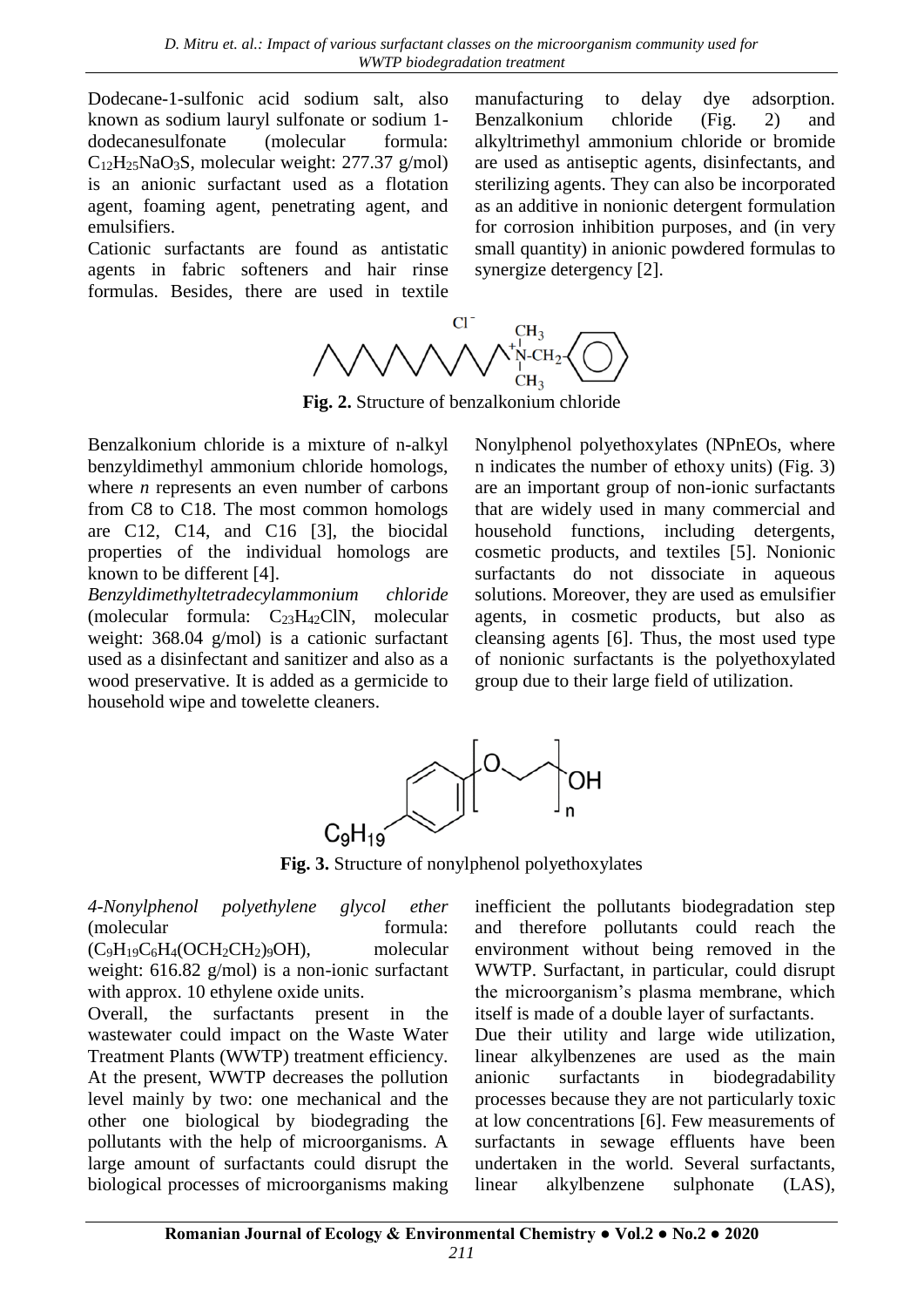Dodecane-1-sulfonic acid sodium salt, also known as sodium lauryl sulfonate or sodium 1-dodecanesulfonate (molecular formula: $C_{12}H_{25}NaO_3S$, molecular weight: 277.37 g/mol) is an anionic surfactant used as a flotation agent, foaming agent, penetrating agent, and emulsifiers.

Cationic surfactants are found as antistatic agents in fabric softeners and hair rinse formulas. Besides, there are used in textile manufacturing to delay dye adsorption. Benzalkonium chloride (Fig. 2) and alkyltrimethyl ammonium chloride or bromide are used as antiseptic agents, disinfectants, and sterilizing agents. They can also be incorporated as an additive in nonionic detergent formulation for corrosion inhibition purposes, and (in very small quantity) in anionic powdered formulas to synergize detergency [2].

**Fig. 2.** Structure of benzalkonium chloride

Benzalkonium chloride is a mixture of n-alkyl benzyldimethyl ammonium chloride homologs, where *n* represents an even number of carbons from C8 to C18. The most common homologs are C12, C14, and C16 [3], the biocidal properties of the individual homologs are known to be different [4].

*Benzyldimethyltetradecylammonium chloride* (molecular formula: $C_{23}H_{42}ClN$, molecular weight: 368.04 g/mol) is a cationic surfactant used as a disinfectant and sanitizer and also as a wood preservative. It is added as a germicide to household wipe and towelette cleaners.

Nonylphenol polyethoxylates (NPnEOs, where n indicates the number of ethoxy units) (Fig. 3) are an important group of non-ionic surfactants that are widely used in many commercial and household functions, including detergents, cosmetic products, and textiles [5]. Nonionic surfactants do not dissociate in aqueous solutions. Moreover, they are used as emulsifier agents, in cosmetic products, but also as cleansing agents [6]. Thus, the most used type of nonionic surfactants is the polyethoxylated group due to their large field of utilization.

**Fig. 3.** Structure of nonylphenol polyethoxylates

*4-Nonylphenol polyethylene glycol ether* (molecular formula: $(C_9H_{19}C_6H_4(OCH_2CH_2)_9OH)$, molecular weight: 616.82 g/mol) is a non-ionic surfactant with approx. 10 ethylene oxide units.

Overall, the surfactants present in the wastewater could impact on the Waste Water Treatment Plants (WWTP) treatment efficiency. At the present, WWTP decreases the pollution level mainly by two: one mechanical and the other one biological by biodegrading the pollutants with the help of microorganisms. A large amount of surfactants could disrupt the biological processes of microorganisms making inefficient the pollutants biodegradation step and therefore pollutants could reach the environment without being removed in the WWTP. Surfactant, in particular, could disrupt the microorganism's plasma membrane, which itself is made of a double layer of surfactants.

Due their utility and large wide utilization, linear alkylbenzenes are used as the main anionic surfactants in biodegradability processes because they are not particularly toxic at low concentrations [6]. Few measurements of surfactants in sewage effluents have been undertaken in the world. Several surfactants, linear alkylbenzene sulphonate (LAS),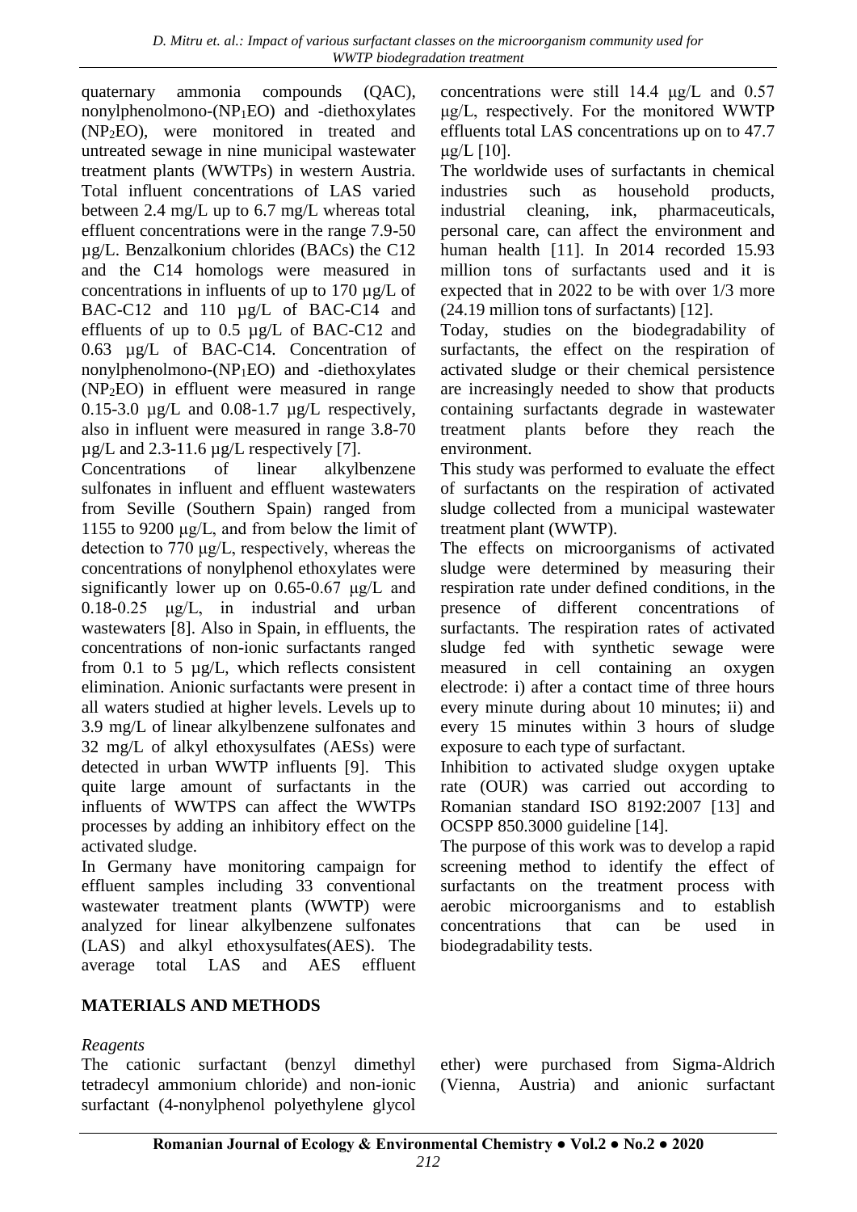quaternary ammonia compounds (QAC), nonylphenolmono-($NP_1EO$) and -diethoxylates ($NP_2EO$), were monitored in treated and untreated sewage in nine municipal wastewater treatment plants (WWTPs) in western Austria. Total influent concentrations of LAS varied between 2.4 mg/L up to 6.7 mg/L whereas total effluent concentrations were in the range 7.9-50 µg/L. Benzalkonium chlorides (BACs) the C12 and the C14 homologs were measured in concentrations in influents of up to 170 µg/L of BAC-C12 and 110 µg/L of BAC-C14 and effluents of up to 0.5 µg/L of BAC-C12 and 0.63 µg/L of BAC-C14. Concentration of nonylphenolmono-($NP_1EO$) and -diethoxylates ($NP_2EO$) in effluent were measured in range 0.15-3.0 µg/L and 0.08-1.7 µg/L respectively, also in influent were measured in range 3.8-70 µg/L and 2.3-11.6 µg/L respectively [7].

Concentrations of linear alkylbenzene sulfonates in influent and effluent wastewaters from Seville (Southern Spain) ranged from 1155 to 9200 μg/L, and from below the limit of detection to 770 μg/L, respectively, whereas the concentrations of nonylphenol ethoxylates were significantly lower up on 0.65-0.67 μg/L and 0.18-0.25 μg/L, in industrial and urban wastewaters [8]. Also in Spain, in effluents, the concentrations of non-ionic surfactants ranged from 0.1 to 5 µg/L, which reflects consistent elimination. Anionic surfactants were present in all waters studied at higher levels. Levels up to 3.9 mg/L of linear alkylbenzene sulfonates and 32 mg/L of alkyl ethoxysulfates (AESs) were detected in urban WWTP influents [9]. This quite large amount of surfactants in the influents of WWTPS can affect the WWTPs processes by adding an inhibitory effect on the activated sludge.

In Germany have monitoring campaign for effluent samples including 33 conventional wastewater treatment plants (WWTP) were analyzed for linear alkylbenzene sulfonates (LAS) and alkyl ethoxysulfates(AES). The average total LAS and AES effluent concentrations were still 14.4 μg/L and 0.57 μg/L, respectively. For the monitored WWTP effluents total LAS concentrations up on to 47.7 μg/L [10].

The worldwide uses of surfactants in chemical industries such as household products, industrial cleaning, ink, pharmaceuticals, personal care, can affect the environment and human health [11]. In 2014 recorded 15.93 million tons of surfactants used and it is expected that in 2022 to be with over 1/3 more (24.19 million tons of surfactants) [12].

Today, studies on the biodegradability of surfactants, the effect on the respiration of activated sludge or their chemical persistence are increasingly needed to show that products containing surfactants degrade in wastewater treatment plants before they reach the environment.

This study was performed to evaluate the effect of surfactants on the respiration of activated sludge collected from a municipal wastewater treatment plant (WWTP).

The effects on microorganisms of activated sludge were determined by measuring their respiration rate under defined conditions, in the presence of different concentrations of surfactants. The respiration rates of activated sludge fed with synthetic sewage were measured in cell containing an oxygen electrode: i) after a contact time of three hours every minute during about 10 minutes; ii) and every 15 minutes within 3 hours of sludge exposure to each type of surfactant.

Inhibition to activated sludge oxygen uptake rate (OUR) was carried out according to Romanian standard ISO 8192:2007 [13] and OCSPP 850.3000 guideline [14].

The purpose of this work was to develop a rapid screening method to identify the effect of surfactants on the treatment process with aerobic microorganisms and to establish concentrations that can be used in biodegradability tests.

## MATERIALS AND METHODS

### *Reagents*

The cationic surfactant (benzyl dimethyl tetradecyl ammonium chloride) and non-ionic surfactant (4-nonylphenol polyethylene glycol ether) were purchased from Sigma-Aldrich (Vienna, Austria) and anionic surfactant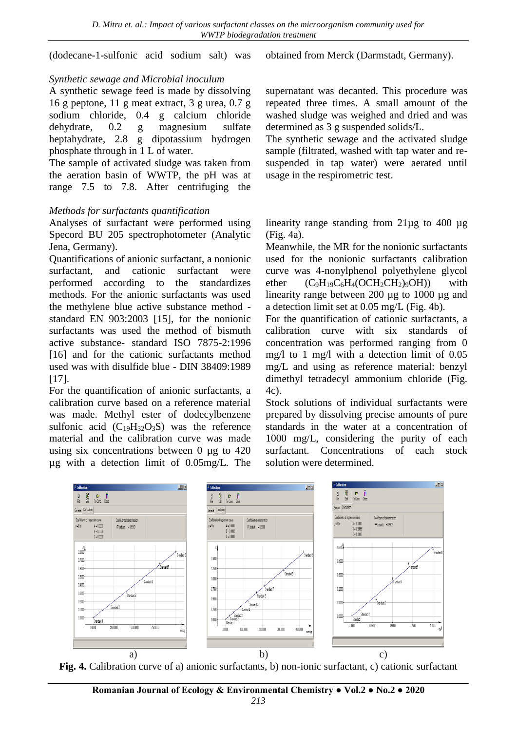(dodecane-1-sulfonic acid sodium salt) was obtained from Merck (Darmstadt, Germany).

*Synthetic sewage and Microbial inoculum*

A synthetic sewage feed is made by dissolving 16 g peptone, 11 g meat extract, 3 g urea, 0.7 g sodium chloride, 0.4 g calcium chloride dehydrate, 0.2 g magnesium sulfate heptahydrate, 2.8 g dipotassium hydrogen phosphate through in 1 L of water.

The sample of activated sludge was taken from the aeration basin of WWTP, the pH was at range 7.5 to 7.8. After centrifuging the supernatant was decanted. This procedure was repeated three times. A small amount of the washed sludge was weighed and dried and was determined as 3 g suspended solids/L.

The synthetic sewage and the activated sludge sample (filtrated, washed with tap water and re-suspended in tap water) were aerated until usage in the respirometric test.

*Methods for surfactants quantification*

Analyses of surfactant were performed using Specord BU 205 spectrophotometer (Analytic Jena, Germany).

Quantifications of anionic surfactant, a nonionic surfactant, and cationic surfactant were performed according to the standardizes methods. For the anionic surfactants was used the methylene blue active substance method - standard EN 903:2003 [15], for the nonionic surfactants was used the method of bismuth active substance- standard ISO 7875-2:1996 [16] and for the cationic surfactants method used was with disulfide blue - DIN 38409:1989 [17].

For the quantification of anionic surfactants, a calibration curve based on a reference material was made. Methyl ester of dodecylbenzene sulfonic acid ($C_{19}H_{32}O_3S$) was the reference material and the calibration curve was made using six concentrations between 0 µg to 420 µg with a detection limit of 0.05mg/L. The linearity range standing from 21µg to 400 µg (Fig. 4a).

Meanwhile, the MR for the nonionic surfactants used for the nonionic surfactants calibration curve was 4-nonylphenol polyethylene glycol ether ($C_9H_{19}C_6H_4(OCH_2CH_2)_9OH)$) with linearity range between 200 µg to 1000 µg and a detection limit set at 0.05 mg/L (Fig. 4b).

For the quantification of cationic surfactants, a calibration curve with six standards of concentration was performed ranging from 0 mg/l to 1 mg/l with a detection limit of 0.05 mg/L and using as reference material: benzyl dimethyl tetradecyl ammonium chloride (Fig. 4c).

Stock solutions of individual surfactants were prepared by dissolving precise amounts of pure standards in the water at a concentration of 1000 mg/L, considering the purity of each surfactant. Concentrations of each stock solution were determined.

a) b) c)

**Fig. 4.** Calibration curve of a) anionic surfactants, b) non-ionic surfactant, c) cationic surfactant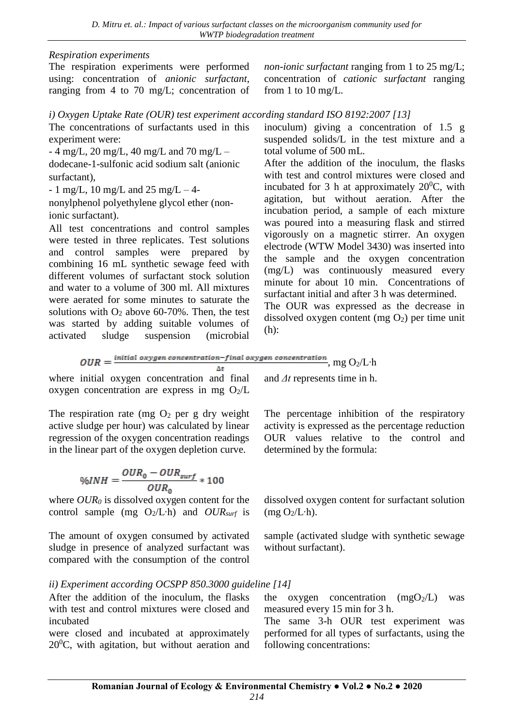*Respiration experiments*

The respiration experiments were performed using: concentration of *anionic surfactant*, ranging from 4 to 70 mg/L; concentration of *non-ionic surfactant* ranging from 1 to 25 mg/L; concentration of *cationic surfactant* ranging from 1 to 10 mg/L.

*i) Oxygen Uptake Rate (OUR) test experiment according standard ISO 8192:2007 [13]*

The concentrations of surfactants used in this experiment were:

- 4 mg/L, 20 mg/L, 40 mg/L and 70 mg/L – dodecane-1-sulfonic acid sodium salt (anionic surfactant),
- 1 mg/L, 10 mg/L and 25 mg/L – 4-nonylphenol polyethylene glycol ether (non-ionic surfactant).

All test concentrations and control samples were tested in three replicates. Test solutions and control samples were prepared by combining 16 mL synthetic sewage feed with different volumes of surfactant stock solution and water to a volume of 300 ml. All mixtures were aerated for some minutes to saturate the solutions with $O_2$ above 60-70%. Then, the test was started by adding suitable volumes of activated sludge suspension (microbial inoculum) giving a concentration of 1.5 g suspended solids/L in the test mixture and a total volume of 500 mL.

After the addition of the inoculum, the flasks with test and control mixtures were closed and incubated for 3 h at approximately 20$^0$C, with agitation, but without aeration. After the incubation period, a sample of each mixture was poured into a measuring flask and stirred vigorously on a magnetic stirrer. An oxygen electrode (WTW Model 3430) was inserted into the sample and the oxygen concentration (mg/L) was continuously measured every minute for about 10 min. Concentrations of surfactant initial and after 3 h was determined.

The OUR was expressed as the decrease in dissolved oxygen content (mg $O_2$) per time unit (h):

$$OUR = \frac{initial\ oxygen\ concentration - final\ oxygen\ concentration}{\Delta t},\ \text{mg } O_2/L \cdot h$$

where initial oxygen concentration and final oxygen concentration are express in mg $O_2$/L and $\Delta t$ represents time in h.

The respiration rate (mg $O_2$ per g dry weight active sludge per hour) was calculated by linear regression of the oxygen concentration readings in the linear part of the oxygen depletion curve.

The percentage inhibition of the respiratory activity is expressed as the percentage reduction OUR values relative to the control and determined by the formula:

$$\%INH = \frac{OUR_0 - OUR_{surf}}{OUR_0} * 100$$

where $OUR_0$ is dissolved oxygen content for the control sample (mg $O_2$/L·h) and $OUR_{surf}$ is dissolved oxygen content for surfactant solution (mg $O_2$/L·h).

The amount of oxygen consumed by activated sludge in presence of analyzed surfactant was compared with the consumption of the control sample (activated sludge with synthetic sewage without surfactant).

*ii) Experiment according OCSPP 850.3000 guideline [14]*

After the addition of the inoculum, the flasks with test and control mixtures were closed and incubated

were closed and incubated at approximately 20$^0$C, with agitation, but without aeration and the oxygen concentration (mg$O_2$/L) was measured every 15 min for 3 h.

The same 3-h OUR test experiment was performed for all types of surfactants, using the following concentrations: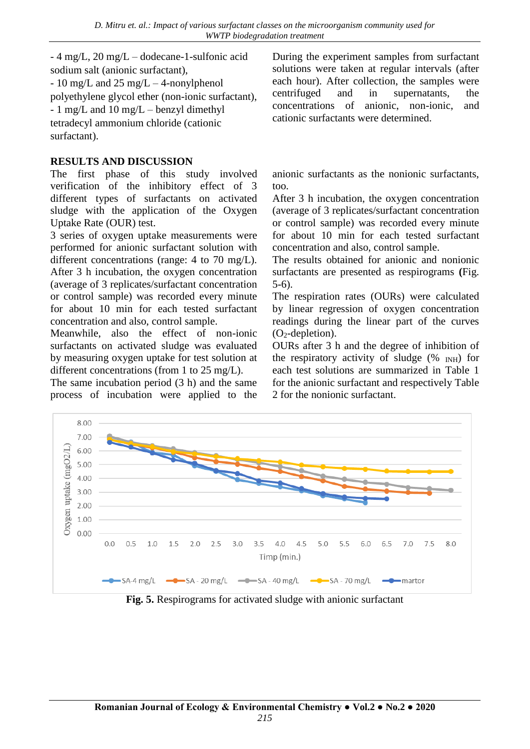- 4 mg/L, 20 mg/L – dodecane-1-sulfonic acid sodium salt (anionic surfactant),
- 10 mg/L and 25 mg/L – 4-nonylphenol polyethylene glycol ether (non-ionic surfactant),
- 1 mg/L and 10 mg/L – benzyl dimethyl tetradecyl ammonium chloride (cationic surfactant).

During the experiment samples from surfactant solutions were taken at regular intervals (after each hour). After collection, the samples were centrifuged and in supernatants, the concentrations of anionic, non-ionic, and cationic surfactants were determined.

## RESULTS AND DISCUSSION

The first phase of this study involved verification of the inhibitory effect of 3 different types of surfactants on activated sludge with the application of the Oxygen Uptake Rate (OUR) test.

3 series of oxygen uptake measurements were performed for anionic surfactant solution with different concentrations (range: 4 to 70 mg/L). After 3 h incubation, the oxygen concentration (average of 3 replicates/surfactant concentration or control sample) was recorded every minute for about 10 min for each tested surfactant concentration and also, control sample.

Meanwhile, also the effect of non-ionic surfactants on activated sludge was evaluated by measuring oxygen uptake for test solution at different concentrations (from 1 to 25 mg/L).

The same incubation period (3 h) and the same process of incubation were applied to the anionic surfactants as the nonionic surfactants, too.

After 3 h incubation, the oxygen concentration (average of 3 replicates/surfactant concentration or control sample) was recorded every minute for about 10 min for each tested surfactant concentration and also, control sample.

The results obtained for anionic and nonionic surfactants are presented as respirograms **(**Fig. 5-6).

The respiration rates (OURs) were calculated by linear regression of oxygen concentration readings during the linear part of the curves ($O_2$-depletion).

OURs after 3 h and the degree of inhibition of the respiratory activity of sludge (% $_{INH}$) for each test solutions are summarized in Table 1 for the anionic surfactant and respectively Table 2 for the nonionic surfactant.

Oxygen uptake (mgO2/L)
8.00
7.00
6.00
5.00
4.00
3.00
2.00
1.00
0.00
0.0 0.5 1.0 1.5 2.0 2.5 3.0 3.5 4.0 4.5 5.0 5.5 6.0 6.5 7.0 7.5 8.0
Timp (min.)
SA-4 mg/L SA - 20 mg/L SA - 40 mg/L SA - 70 mg/L martor

**Fig. 5.** Respirograms for activated sludge with anionic surfactant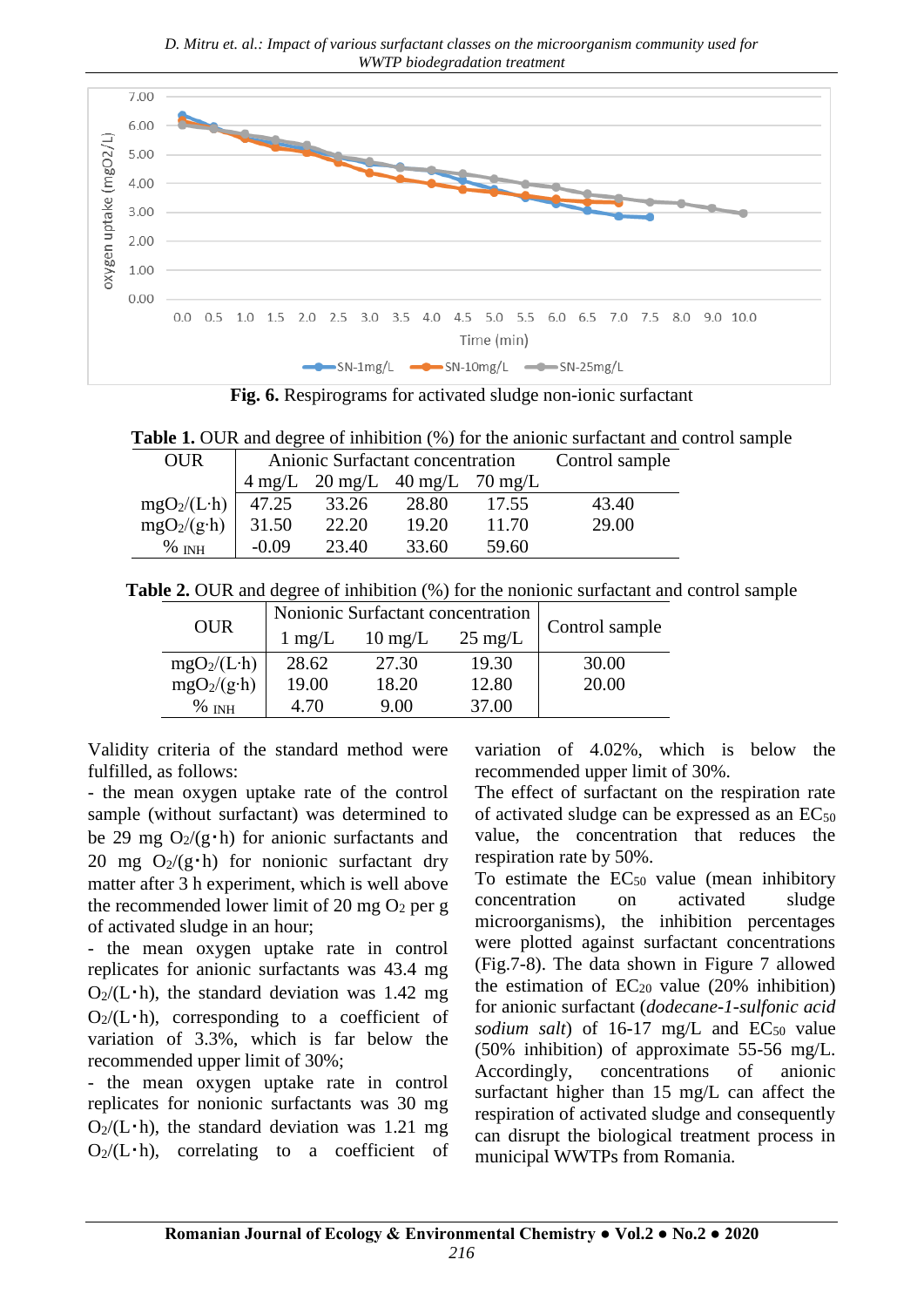7.00
6.00
5.00
4.00
3.00
2.00
1.00
0.00

oxygen uptake (mgO2/L)

0.0 0.5 1.0 1.5 2.0 2.5 3.0 3.5 4.0 4.5 5.0 5.5 6.0 6.5 7.0 7.5 8.0 9.0 10.0

Time (min)

SN-1mg/L SN-10mg/L SN-25mg/L

**Fig. 6.** Respirograms for activated sludge non-ionic surfactant

**Table 1.** OUR and degree of inhibition (%) for the anionic surfactant and control sample

| OUR | Anionic Surfactant concentration | | | | Control sample |
|---|---|---|---|---|---|
| | 4 mg/L | 20 mg/L | 40 mg/L | 70 mg/L | |
| $mgO_2/(L\cdot h)$ | 47.25 | 33.26 | 28.80 | 17.55 | 43.40 |
| $mgO_2/(g\cdot h)$ | 31.50 | 22.20 | 19.20 | 11.70 | 29.00 |
| $\%_{INH}$ | -0.09 | 23.40 | 33.60 | 59.60 | |

**Table 2.** OUR and degree of inhibition (%) for the nonionic surfactant and control sample

| OUR | Nonionic Surfactant concentration | | | Control sample |
|---|---|---|---|---|
| | 1 mg/L | 10 mg/L | 25 mg/L | |
| $mgO_2/(L\cdot h)$ | 28.62 | 27.30 | 19.30 | 30.00 |
| $mgO_2/(g\cdot h)$ | 19.00 | 18.20 | 12.80 | 20.00 |
| $\%_{INH}$ | 4.70 | 9.00 | 37.00 | |

Validity criteria of the standard method were fulfilled, as follows:

- the mean oxygen uptake rate of the control sample (without surfactant) was determined to be 29 mg $O_2/(g\cdot h)$ for anionic surfactants and 20 mg $O_2/(g\cdot h)$ for nonionic surfactant dry matter after 3 h experiment, which is well above the recommended lower limit of 20 mg $O_2$ per g of activated sludge in an hour;
- the mean oxygen uptake rate in control replicates for anionic surfactants was 43.4 mg $O_2/(L\cdot h)$, the standard deviation was 1.42 mg $O_2/(L\cdot h)$, corresponding to a coefficient of variation of 3.3%, which is far below the recommended upper limit of 30%;
- the mean oxygen uptake rate in control replicates for nonionic surfactants was 30 mg $O_2/(L\cdot h)$, the standard deviation was 1.21 mg $O_2/(L\cdot h)$, correlating to a coefficient of variation of 4.02%, which is below the recommended upper limit of 30%.

The effect of surfactant on the respiration rate of activated sludge can be expressed as an $EC_{50}$ value, the concentration that reduces the respiration rate by 50%.

To estimate the $EC_{50}$ value (mean inhibitory concentration on activated sludge microorganisms), the inhibition percentages were plotted against surfactant concentrations (Fig.7-8). The data shown in Figure 7 allowed the estimation of $EC_{20}$ value (20% inhibition) for anionic surfactant (*dodecane-1-sulfonic acid sodium salt*) of 16-17 mg/L and $EC_{50}$ value (50% inhibition) of approximate 55-56 mg/L. Accordingly, concentrations of anionic surfactant higher than 15 mg/L can affect the respiration of activated sludge and consequently can disrupt the biological treatment process in municipal WWTPs from Romania.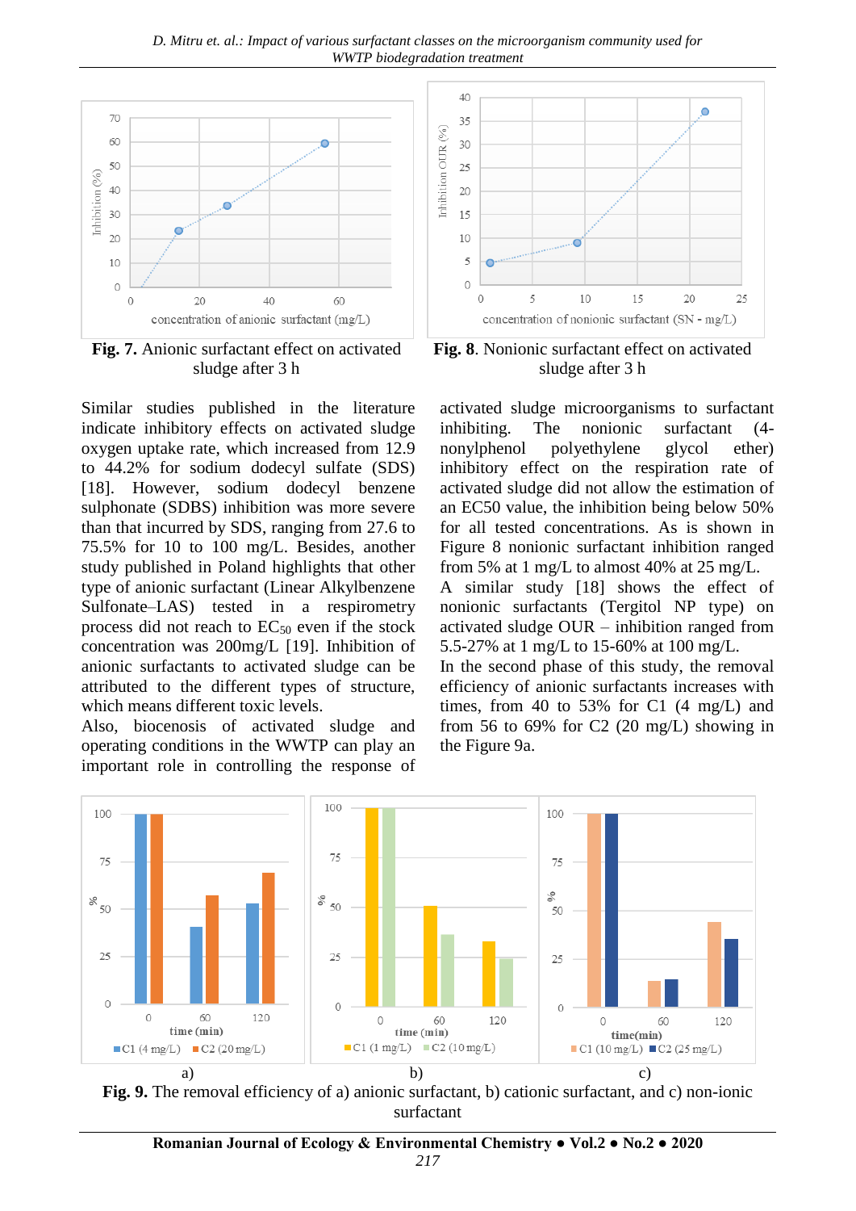70
60
50
40
30
20
10
0
0 20 40 60
Inhibition (%)
concentration of anionic surfactant (mg/L)

**Fig. 7.** Anionic surfactant effect on activated sludge after 3 h

40
35
30
25
20
15
10
5
0
0 5 10 15 20 25
Inhibition OUR (%)
concentration of nonionic surfactant (SN - mg/L)

**Fig. 8**. Nonionic surfactant effect on activated sludge after 3 h

Similar studies published in the literature indicate inhibitory effects on activated sludge oxygen uptake rate, which increased from 12.9 to 44.2% for sodium dodecyl sulfate (SDS) [18]. However, sodium dodecyl benzene sulphonate (SDBS) inhibition was more severe than that incurred by SDS, ranging from 27.6 to 75.5% for 10 to 100 mg/L. Besides, another study published in Poland highlights that other type of anionic surfactant (Linear Alkylbenzene Sulfonate–LAS) tested in a respirometry process did not reach to $EC_{50}$ even if the stock concentration was 200mg/L [19]. Inhibition of anionic surfactants to activated sludge can be attributed to the different types of structure, which means different toxic levels.

Also, biocenosis of activated sludge and operating conditions in the WWTP can play an important role in controlling the response of activated sludge microorganisms to surfactant inhibiting. The nonionic surfactant (4-nonylphenol polyethylene glycol ether) inhibitory effect on the respiration rate of activated sludge did not allow the estimation of an EC50 value, the inhibition being below 50% for all tested concentrations. As is shown in Figure 8 nonionic surfactant inhibition ranged from 5% at 1 mg/L to almost 40% at 25 mg/L.

A similar study [18] shows the effect of nonionic surfactants (Tergitol NP type) on activated sludge OUR – inhibition ranged from 5.5-27% at 1 mg/L to 15-60% at 100 mg/L.

In the second phase of this study, the removal efficiency of anionic surfactants increases with times, from 40 to 53% for C1 (4 mg/L) and from 56 to 69% for C2 (20 mg/L) showing in the Figure 9a.

a)
100
75
50
25
0
%
0 60 120
time (min)
C1 (4 mg/L) C2 (20 mg/L)

b)
100
75
50
25
0
%
0 60 120
time (min)
C1 (1 mg/L) C2 (10 mg/L)

c)
100
75
50
25
0
%
0 60 120
time(min)
C1 (10 mg/L) C2 (25 mg/L)

**Fig. 9.** The removal efficiency of a) anionic surfactant, b) cationic surfactant, and c) non-ionic surfactant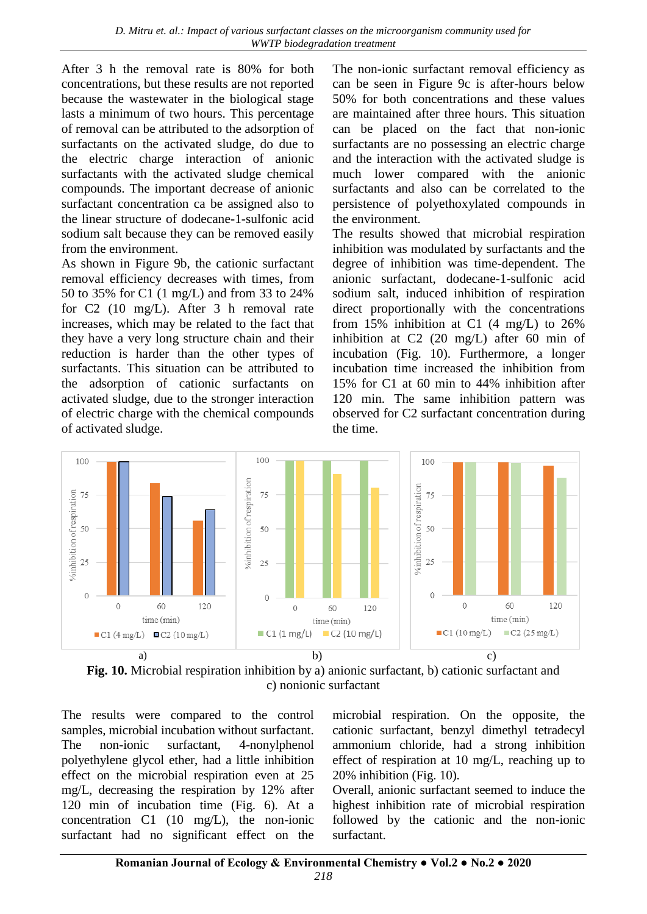After 3 h the removal rate is 80% for both concentrations, but these results are not reported because the wastewater in the biological stage lasts a minimum of two hours. This percentage of removal can be attributed to the adsorption of surfactants on the activated sludge, do due to the electric charge interaction of anionic surfactants with the activated sludge chemical compounds. The important decrease of anionic surfactant concentration ca be assigned also to the linear structure of dodecane-1-sulfonic acid sodium salt because they can be removed easily from the environment.

As shown in Figure 9b, the cationic surfactant removal efficiency decreases with times, from 50 to 35% for C1 (1 mg/L) and from 33 to 24% for C2 (10 mg/L). After 3 h removal rate increases, which may be related to the fact that they have a very long structure chain and their reduction is harder than the other types of surfactants. This situation can be attributed to the adsorption of cationic surfactants on activated sludge, due to the stronger interaction of electric charge with the chemical compounds of activated sludge.

The non-ionic surfactant removal efficiency as can be seen in Figure 9c is after-hours below 50% for both concentrations and these values are maintained after three hours. This situation can be placed on the fact that non-ionic surfactants are no possessing an electric charge and the interaction with the activated sludge is much lower compared with the anionic surfactants and also can be correlated to the persistence of polyethoxylated compounds in the environment.

The results showed that microbial respiration inhibition was modulated by surfactants and the degree of inhibition was time-dependent. The anionic surfactant, dodecane-1-sulfonic acid sodium salt, induced inhibition of respiration direct proportionally with the concentrations from 15% inhibition at C1 (4 mg/L) to 26% inhibition at C2 (20 mg/L) after 60 min of incubation (Fig. 10). Furthermore, a longer incubation time increased the inhibition from 15% for C1 at 60 min to 44% inhibition after 120 min. The same inhibition pattern was observed for C2 surfactant concentration during the time.

a)
%inhibition of respiration
100
75
50
25
0
0 60 120
time (min)
C1 (4 mg/L) C2 (10 mg/L)

b)
%inhibition of respiration
100
75
50
25
0
0 60 120
time (min)
C1 (1 mg/L) C2 (10 mg/L)

c)
%inhibition of respiration
100
75
50
25
0
0 60 120
time (min)
C1 (10 mg/L) C2 (25 mg/L)

**Fig. 10.** Microbial respiration inhibition by a) anionic surfactant, b) cationic surfactant and c) nonionic surfactant

The results were compared to the control samples, microbial incubation without surfactant. The non-ionic surfactant, 4-nonylphenol polyethylene glycol ether, had a little inhibition effect on the microbial respiration even at 25 mg/L, decreasing the respiration by 12% after 120 min of incubation time (Fig. 6). At a concentration C1 (10 mg/L), the non-ionic surfactant had no significant effect on the microbial respiration. On the opposite, the cationic surfactant, benzyl dimethyl tetradecyl ammonium chloride, had a strong inhibition effect of respiration at 10 mg/L, reaching up to 20% inhibition (Fig. 10).

Overall, anionic surfactant seemed to induce the highest inhibition rate of microbial respiration followed by the cationic and the non-ionic surfactant.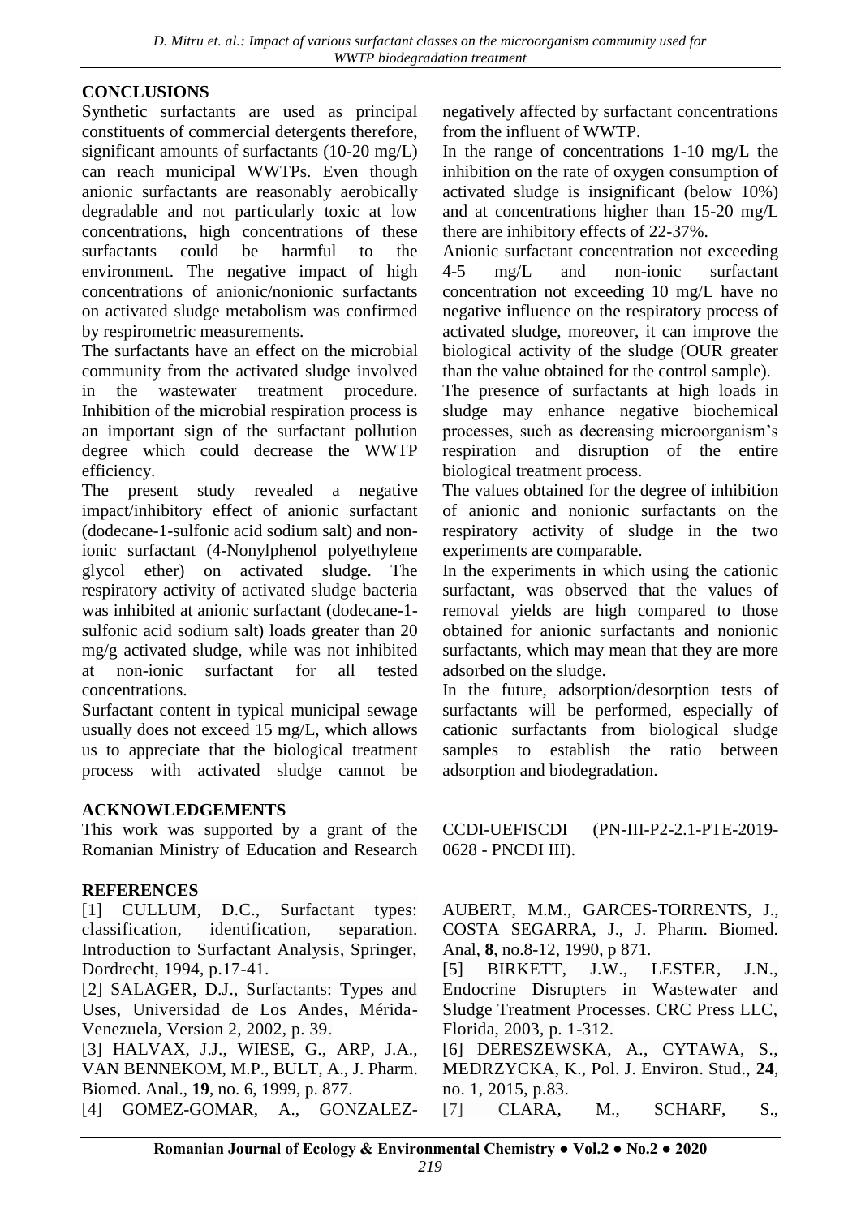## CONCLUSIONS

Synthetic surfactants are used as principal constituents of commercial detergents therefore, significant amounts of surfactants (10-20 mg/L) can reach municipal WWTPs. Even though anionic surfactants are reasonably aerobically degradable and not particularly toxic at low concentrations, high concentrations of these surfactants could be harmful to the environment. The negative impact of high concentrations of anionic/nonionic surfactants on activated sludge metabolism was confirmed by respirometric measurements.

The surfactants have an effect on the microbial community from the activated sludge involved in the wastewater treatment procedure. Inhibition of the microbial respiration process is an important sign of the surfactant pollution degree which could decrease the WWTP efficiency.

The present study revealed a negative impact/inhibitory effect of anionic surfactant (dodecane-1-sulfonic acid sodium salt) and non-ionic surfactant (4-Nonylphenol polyethylene glycol ether) on activated sludge. The respiratory activity of activated sludge bacteria was inhibited at anionic surfactant (dodecane-1-sulfonic acid sodium salt) loads greater than 20 mg/g activated sludge, while was not inhibited at non-ionic surfactant for all tested concentrations.

Surfactant content in typical municipal sewage usually does not exceed 15 mg/L, which allows us to appreciate that the biological treatment process with activated sludge cannot be negatively affected by surfactant concentrations from the influent of WWTP.

In the range of concentrations 1-10 mg/L the inhibition on the rate of oxygen consumption of activated sludge is insignificant (below 10%) and at concentrations higher than 15-20 mg/L there are inhibitory effects of 22-37%.

Anionic surfactant concentration not exceeding 4-5 mg/L and non-ionic surfactant concentration not exceeding 10 mg/L have no negative influence on the respiratory process of activated sludge, moreover, it can improve the biological activity of the sludge (OUR greater than the value obtained for the control sample).

The presence of surfactants at high loads in sludge may enhance negative biochemical processes, such as decreasing microorganism's respiration and disruption of the entire biological treatment process.

The values obtained for the degree of inhibition of anionic and nonionic surfactants on the respiratory activity of sludge in the two experiments are comparable.

In the experiments in which using the cationic surfactant, was observed that the values of removal yields are high compared to those obtained for anionic surfactants and nonionic surfactants, which may mean that they are more adsorbed on the sludge.

In the future, adsorption/desorption tests of surfactants will be performed, especially of cationic surfactants from biological sludge samples to establish the ratio between adsorption and biodegradation.

## ACKNOWLEDGEMENTS

This work was supported by a grant of the Romanian Ministry of Education and Research CCDI-UEFISCDI (PN-III-P2-2.1-PTE-2019-0628 - PNCDI III).

## REFERENCES

[1] CULLUM, D.C., Surfactant types: classification, identification, separation. Introduction to Surfactant Analysis, Springer, Dordrecht, 1994, p.17-41.

[2] SALAGER, D.J., Surfactants: Types and Uses, Universidad de Los Andes, Mérida-Venezuela, Version 2, 2002, p. 39.

[3] HALVAX, J.J., WIESE, G., ARP, J.A., VAN BENNEKOM, M.P., BULT, A., J. Pharm. Biomed. Anal., **19**, no. 6, 1999, p. 877.

[4] GOMEZ-GOMAR, A., GONZALEZ-AUBERT, M.M., GARCES-TORRENTS, J., COSTA SEGARRA, J., J. Pharm. Biomed. Anal, **8**, no.8-12, 1990, p 871.

[5] BIRKETT, J.W., LESTER, J.N., Endocrine Disrupters in Wastewater and Sludge Treatment Processes. CRC Press LLC, Florida, 2003, p. 1-312.

[6] DERESZEWSKA, A., CYTAWA, S., MEDRZYCKA, K., Pol. J. Environ. Stud., **24**, no. 1, 2015, p.83.

[7] CLARA, M., SCHARF, S.,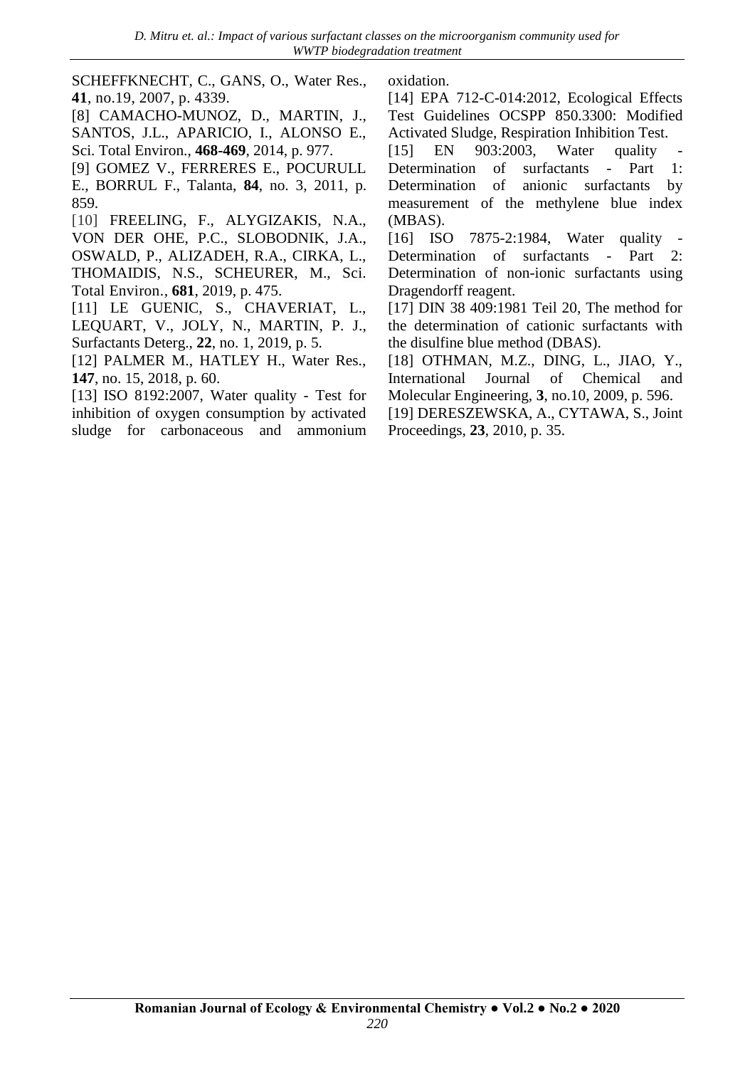SCHEFFKNECHT, C., GANS, O., Water Res., **41**, no.19, 2007, p. 4339.

[8] CAMACHO-MUNOZ, D., MARTIN, J., SANTOS, J.L., APARICIO, I., ALONSO E., Sci. Total Environ., **468-469**, 2014, p. 977.

[9] GOMEZ V., FERRERES E., POCURULL E., BORRUL F., Talanta, **84**, no. 3, 2011, p. 859.

[10] FREELING, F., ALYGIZAKIS, N.A., VON DER OHE, P.C., SLOBODNIK, J.A., OSWALD, P., ALIZADEH, R.A., CIRKA, L., THOMAIDIS, N.S., SCHEURER, M., Sci. Total Environ., **681**, 2019, p. 475.

[11] LE GUENIC, S., CHAVERIAT, L., LEQUART, V., JOLY, N., MARTIN, P. J., Surfactants Deterg., **22**, no. 1, 2019, p. 5.

[12] PALMER M., HATLEY H., Water Res., **147**, no. 15, 2018, p. 60.

[13] ISO 8192:2007, Water quality - Test for inhibition of oxygen consumption by activated sludge for carbonaceous and ammonium oxidation.

[14] EPA 712-C-014:2012, Ecological Effects Test Guidelines OCSPP 850.3300: Modified Activated Sludge, Respiration Inhibition Test.

[15] EN 903:2003, Water quality - Determination of surfactants - Part 1: Determination of anionic surfactants by measurement of the methylene blue index (MBAS).

[16] ISO 7875-2:1984, Water quality - Determination of surfactants - Part 2: Determination of non-ionic surfactants using Dragendorff reagent.

[17] DIN 38 409:1981 Teil 20, The method for the determination of cationic surfactants with the disulfine blue method (DBAS).

[18] OTHMAN, M.Z., DING, L., JIAO, Y., International Journal of Chemical and Molecular Engineering, **3**, no.10, 2009, p. 596.

[19] DERESZEWSKA, A., CYTAWA, S., Joint Proceedings, **23**, 2010, p. 35.